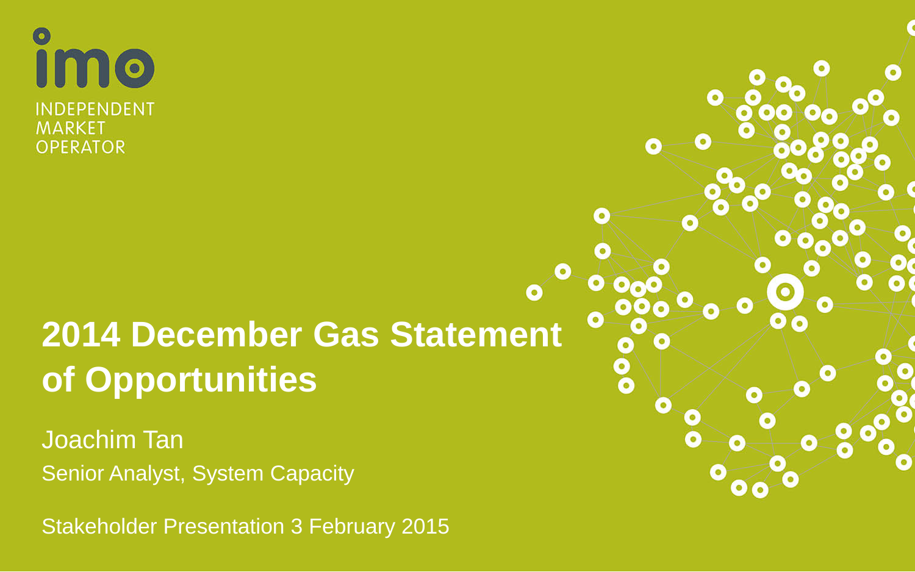imo

INDEPENDENT
MARKET
OPERATOR

# 2014 December Gas Statement of Opportunities

Joachim Tan

Senior Analyst, System Capacity

Stakeholder Presentation 3 February 2015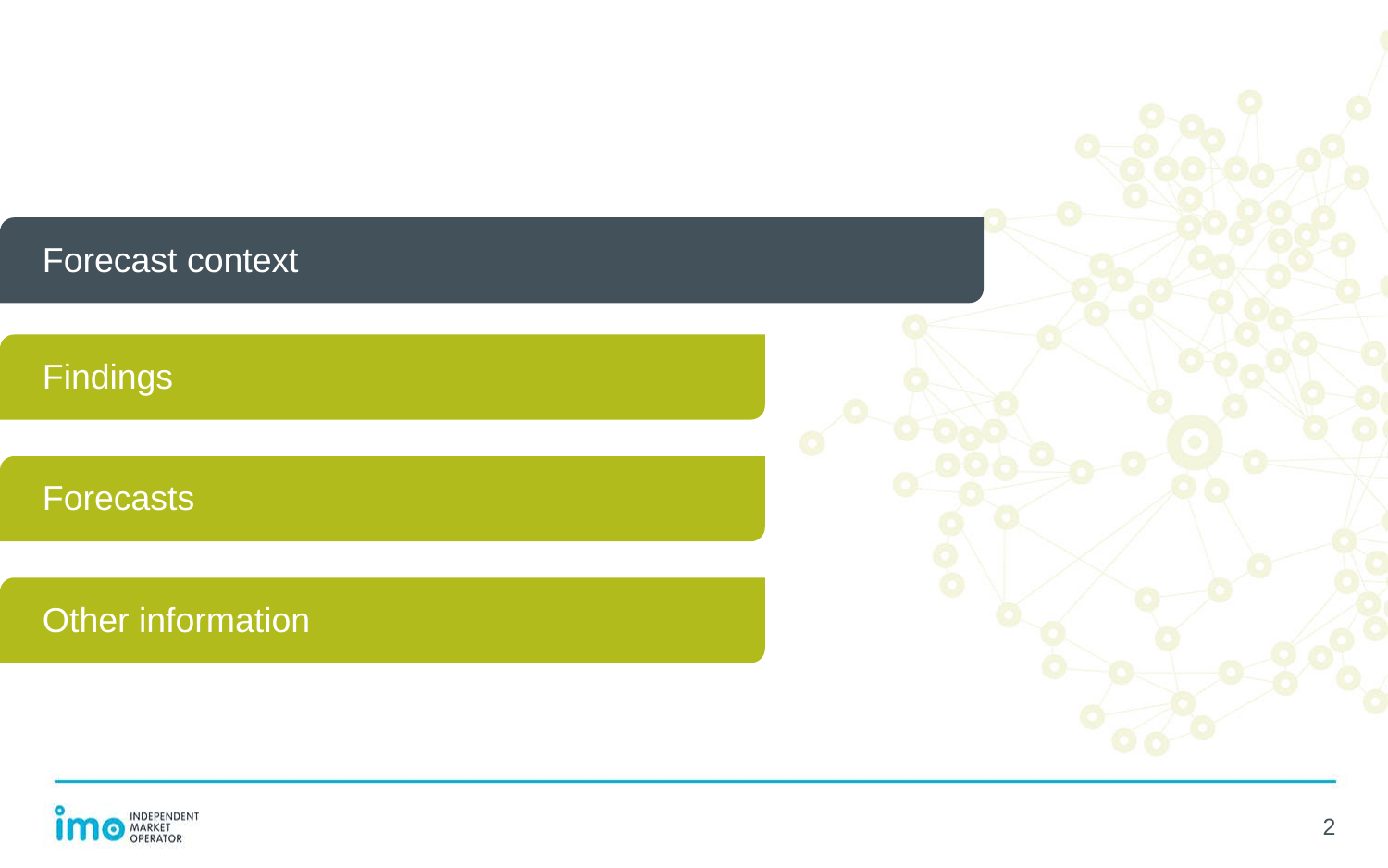- Forecast context
- Findings
- Forecasts
- Other information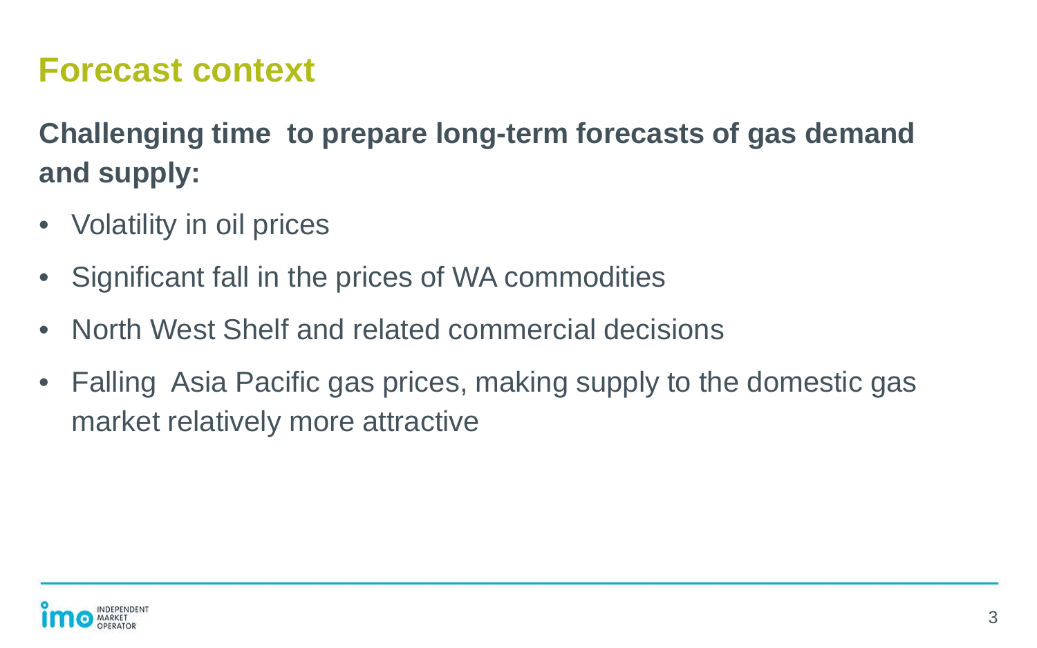# Forecast context

**Challenging time to prepare long-term forecasts of gas demand and supply:**

- Volatility in oil prices
- Significant fall in the prices of WA commodities
- North West Shelf and related commercial decisions
- Falling Asia Pacific gas prices, making supply to the domestic gas market relatively more attractive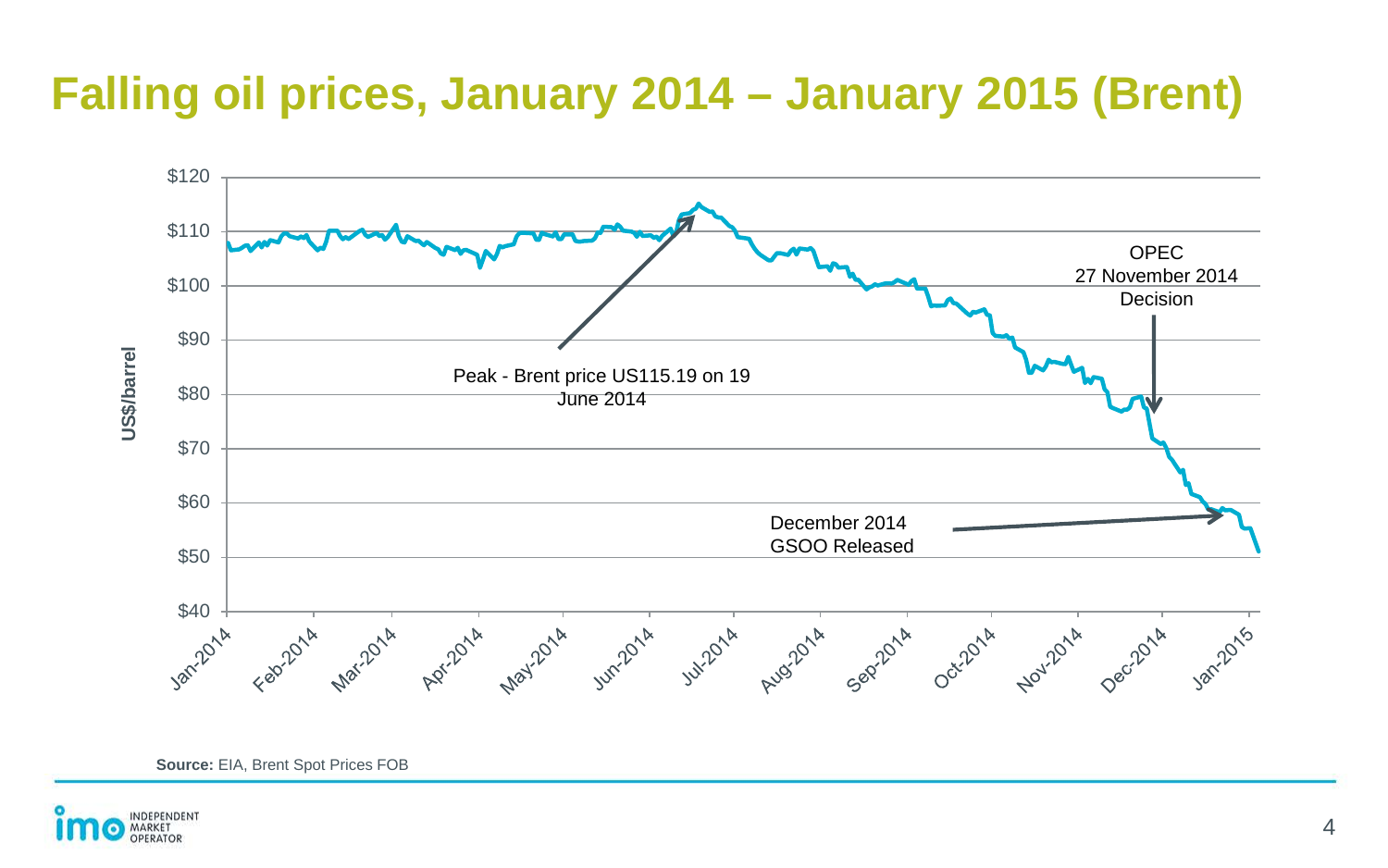# Falling oil prices, January 2014 – January 2015 (Brent)

US$/barrel

$120
$110
$100
$90
$80
$70
$60
$50
$40

Jan-2014 Feb-2014 Mar-2014 Apr-2014 May-2014 Jun-2014 Jul-2014 Aug-2014 Sep-2014 Oct-2014 Nov-2014 Dec-2014 Jan-2015

Peak - Brent price US115.19 on 19 June 2014

OPEC 27 November 2014 Decision

December 2014 GSOO Released

**Source:** EIA, Brent Spot Prices FOB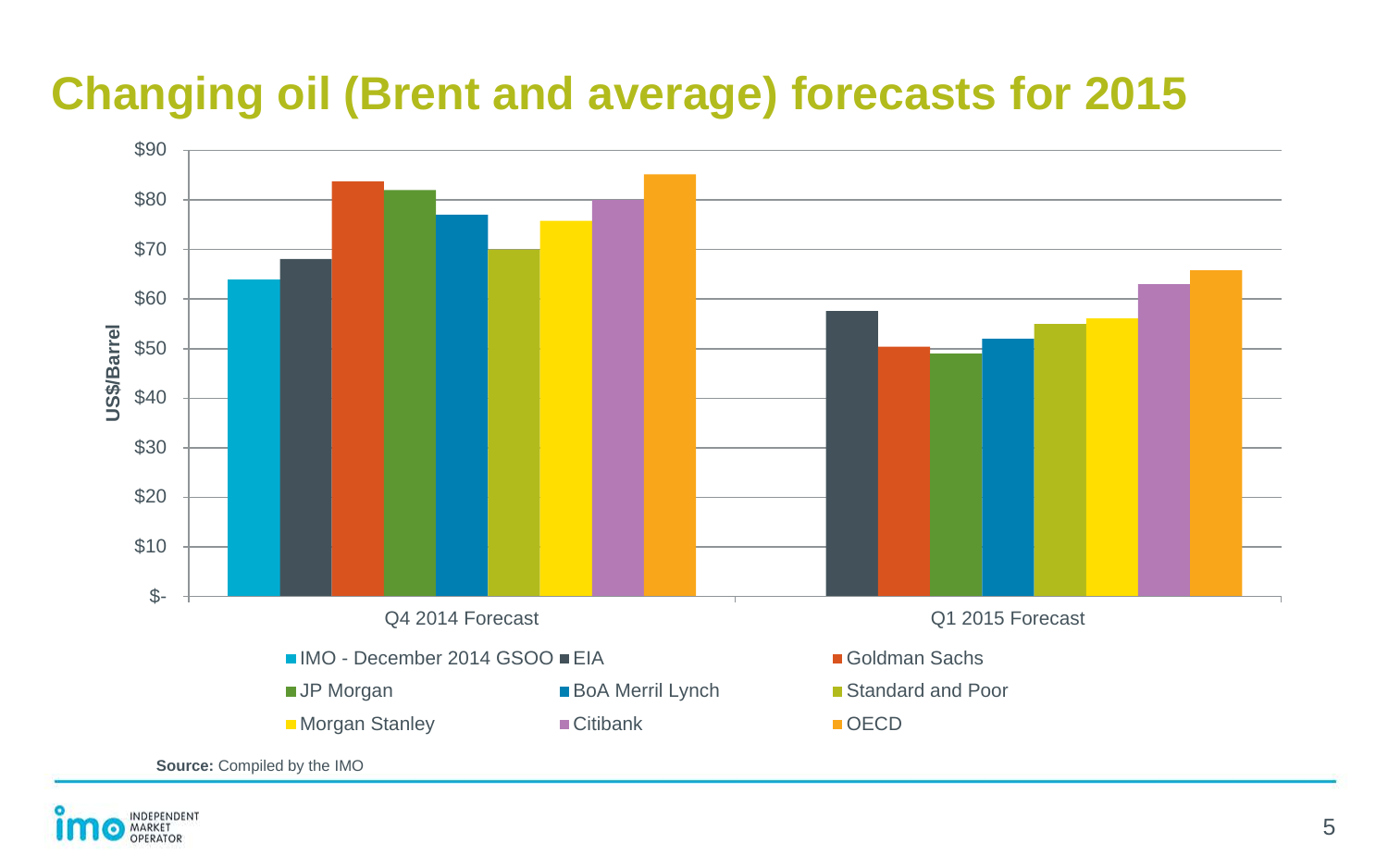# Changing oil (Brent and average) forecasts for 2015

| Forecaster | Q4 2014 Forecast | Q1 2015 Forecast |
|---|---|---|
| IMO - December 2014 GSOO | ~$64 | |
| EIA | ~$68 | ~$58 |
| Goldman Sachs | ~$84 | ~$50 |
| JP Morgan | ~$82 | ~$49 |
| BoA Merril Lynch | ~$77 | ~$52 |
| Standard and Poor | ~$70 | ~$55 |
| Morgan Stanley | ~$76 | ~$56 |
| Citibank | ~$80 | ~$63 |
| OECD | ~$85 | ~$66 |

Y-axis: US$/Barrel ($- to $90)

**Source:** Compiled by the IMO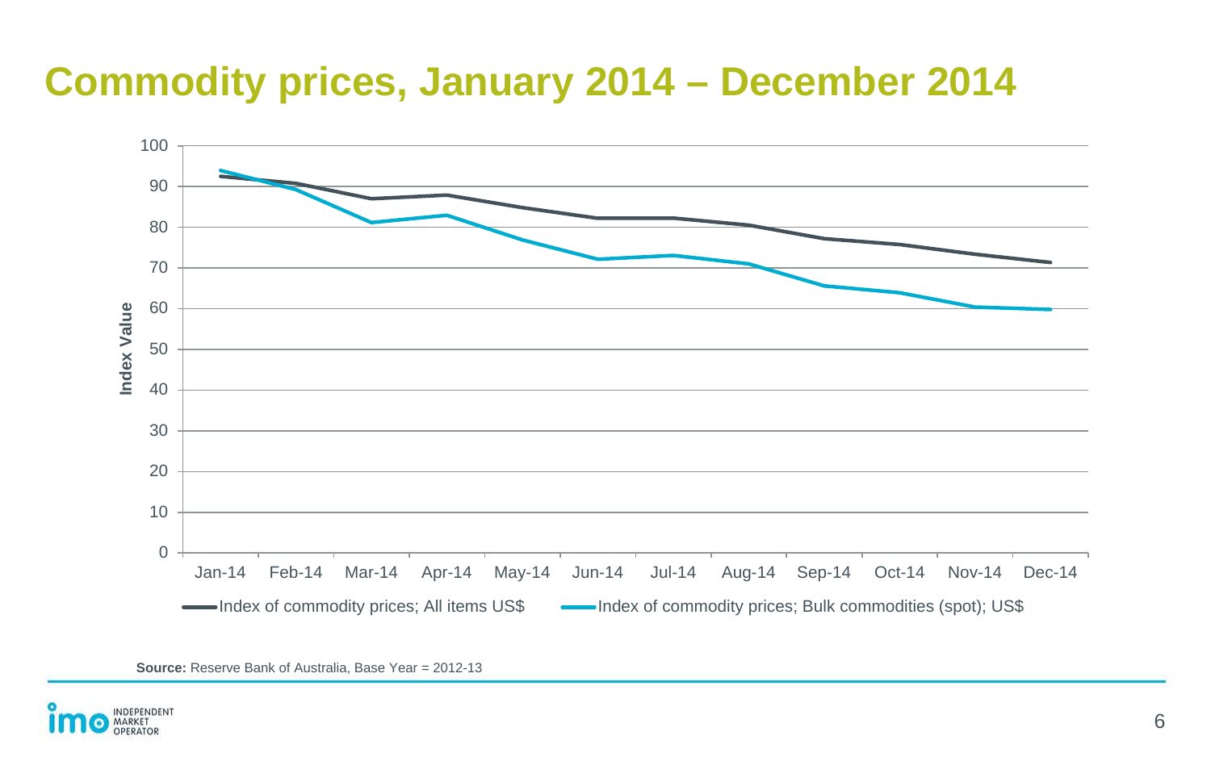# Commodity prices, January 2014 – December 2014

**Source:** Reserve Bank of Australia, Base Year = 2012-13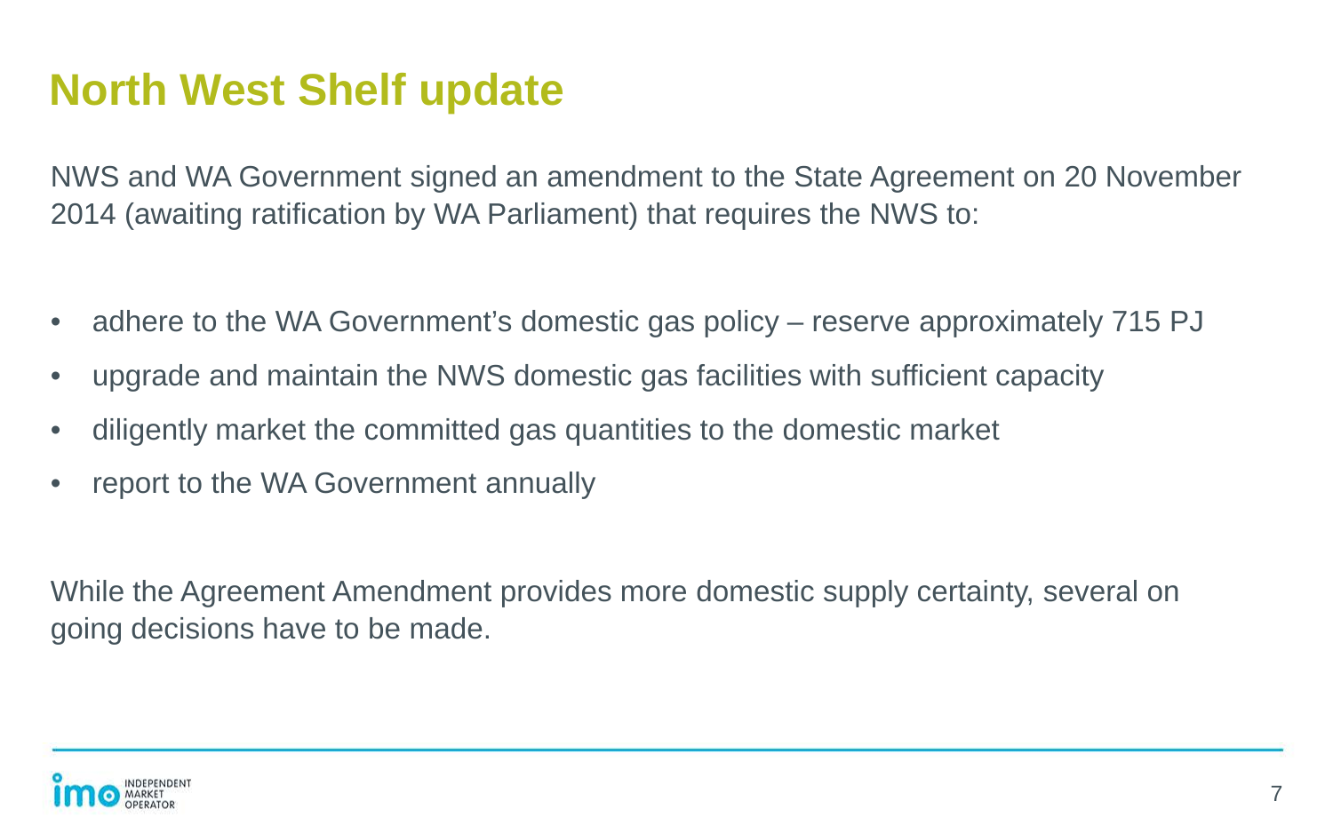# North West Shelf update

NWS and WA Government signed an amendment to the State Agreement on 20 November 2014 (awaiting ratification by WA Parliament) that requires the NWS to:

- adhere to the WA Government's domestic gas policy – reserve approximately 715 PJ
- upgrade and maintain the NWS domestic gas facilities with sufficient capacity
- diligently market the committed gas quantities to the domestic market
- report to the WA Government annually

While the Agreement Amendment provides more domestic supply certainty, several on going decisions have to be made.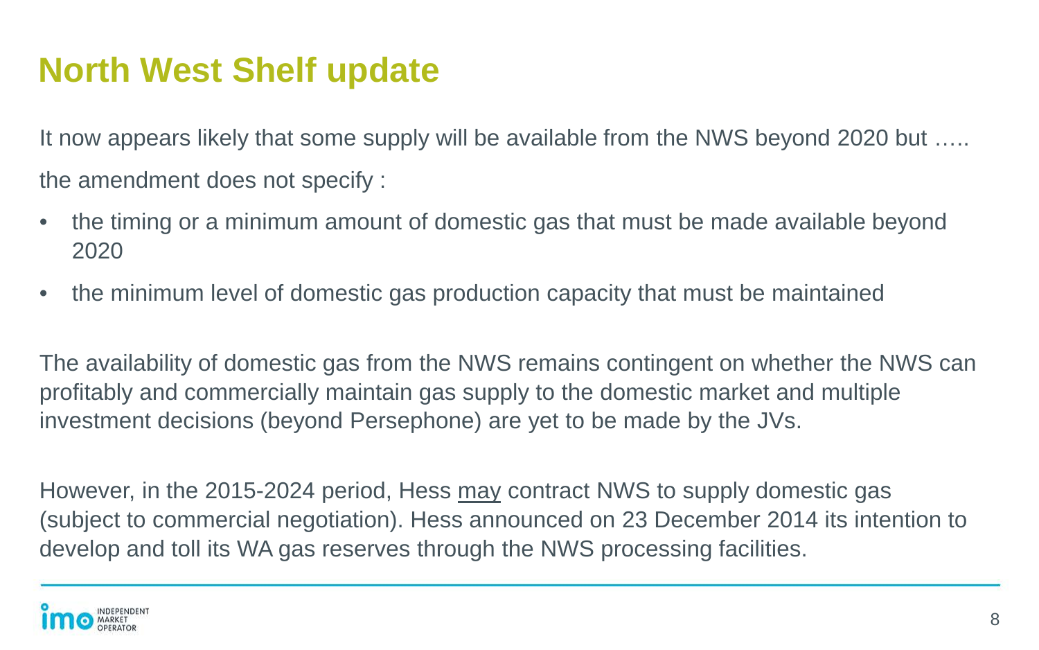# North West Shelf update

It now appears likely that some supply will be available from the NWS beyond 2020 but …..

the amendment does not specify :

- the timing or a minimum amount of domestic gas that must be made available beyond 2020
- the minimum level of domestic gas production capacity that must be maintained

The availability of domestic gas from the NWS remains contingent on whether the NWS can profitably and commercially maintain gas supply to the domestic market and multiple investment decisions (beyond Persephone) are yet to be made by the JVs.

However, in the 2015-2024 period, Hess <u>may</u> contract NWS to supply domestic gas (subject to commercial negotiation). Hess announced on 23 December 2014 its intention to develop and toll its WA gas reserves through the NWS processing facilities.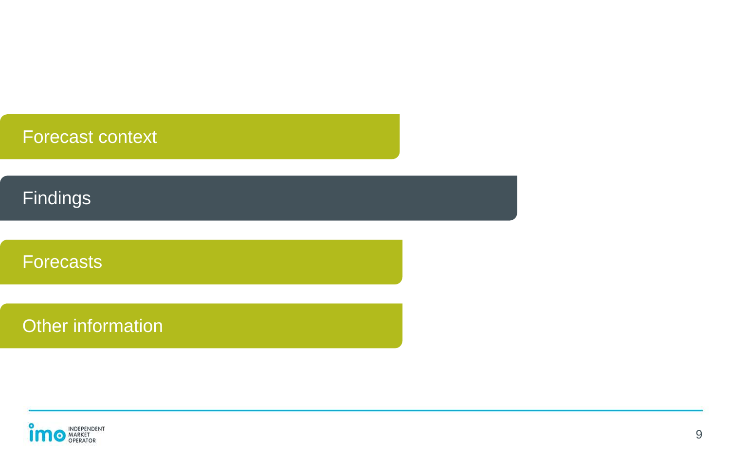- Forecast context
- **Findings**
- Forecasts
- Other information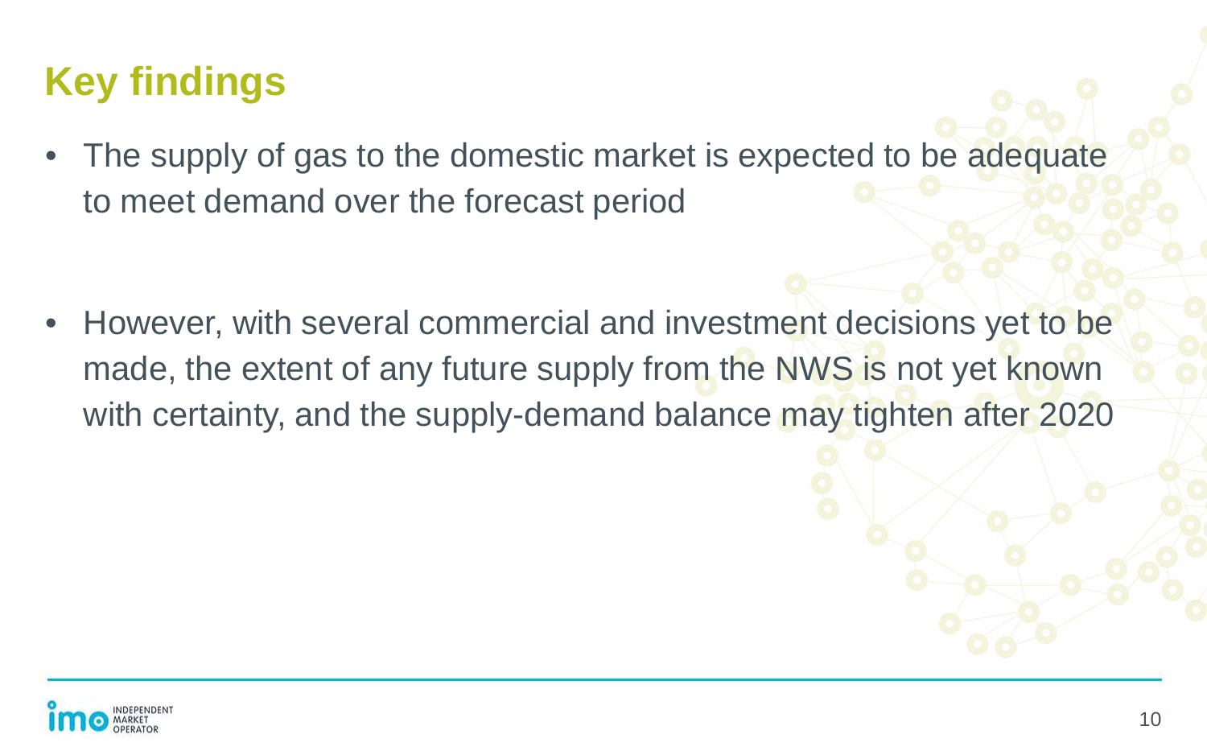# Key findings

- The supply of gas to the domestic market is expected to be adequate to meet demand over the forecast period

- However, with several commercial and investment decisions yet to be made, the extent of any future supply from the NWS is not yet known with certainty, and the supply-demand balance may tighten after 2020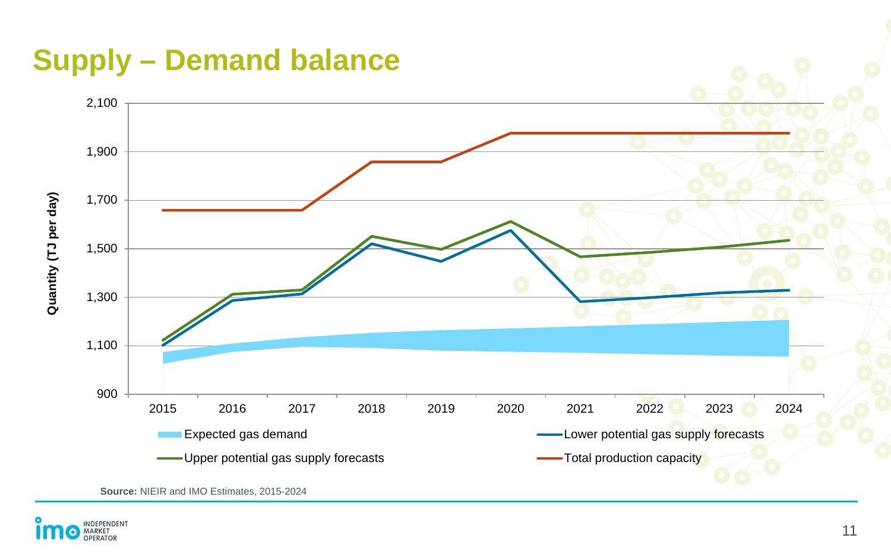# Supply – Demand balance

Quantity (TJ per day)

2,100
1,900
1,700
1,500
1,300
1,100
900

2015 2016 2017 2018 2019 2020 2021 2022 2023 2024

Expected gas demand

Lower potential gas supply forecasts

Upper potential gas supply forecasts

Total production capacity

**Source:** NIEIR and IMO Estimates, 2015-2024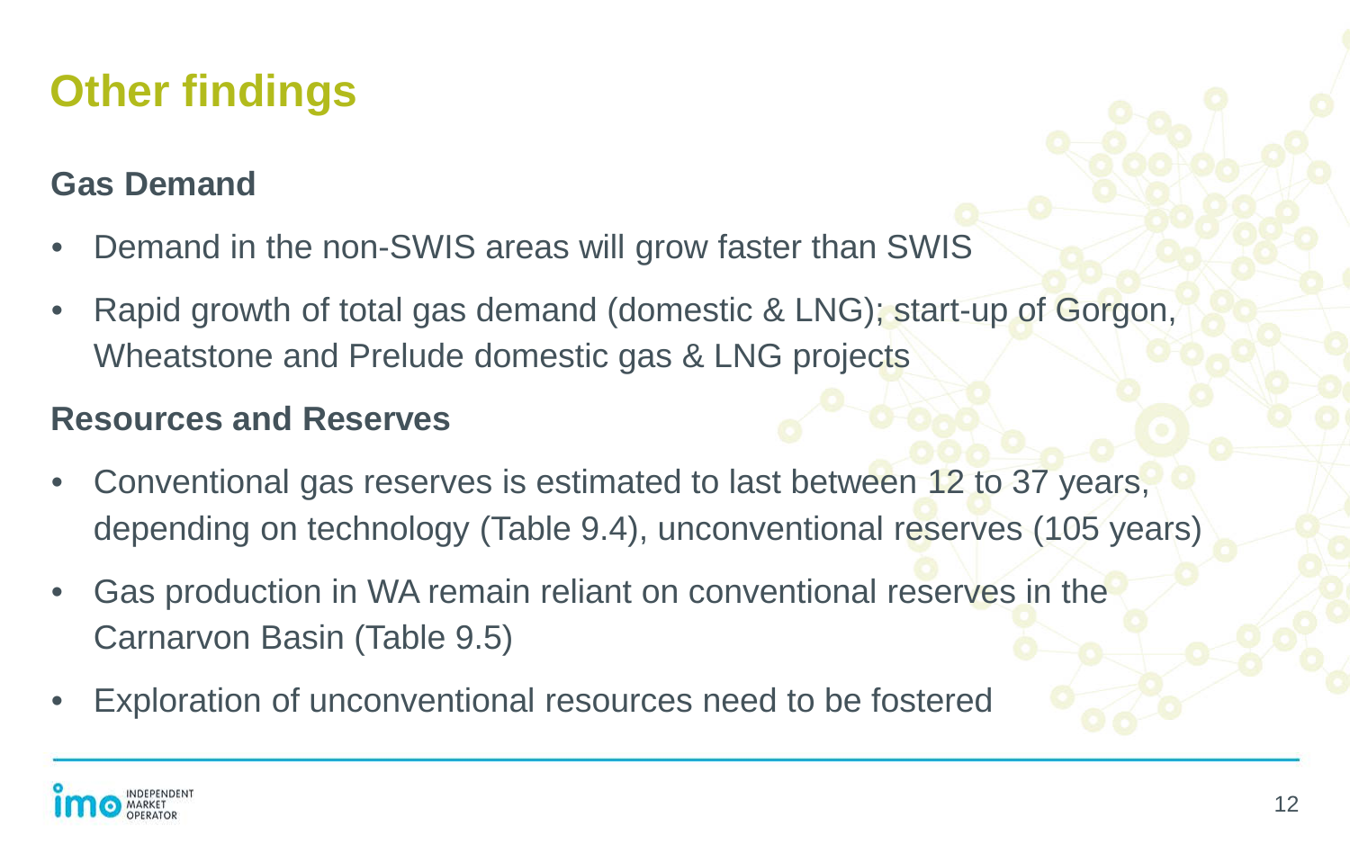# Other findings

## Gas Demand

- Demand in the non-SWIS areas will grow faster than SWIS
- Rapid growth of total gas demand (domestic & LNG); start-up of Gorgon, Wheatstone and Prelude domestic gas & LNG projects

## Resources and Reserves

- Conventional gas reserves is estimated to last between 12 to 37 years, depending on technology (Table 9.4), unconventional reserves (105 years)
- Gas production in WA remain reliant on conventional reserves in the Carnarvon Basin (Table 9.5)
- Exploration of unconventional resources need to be fostered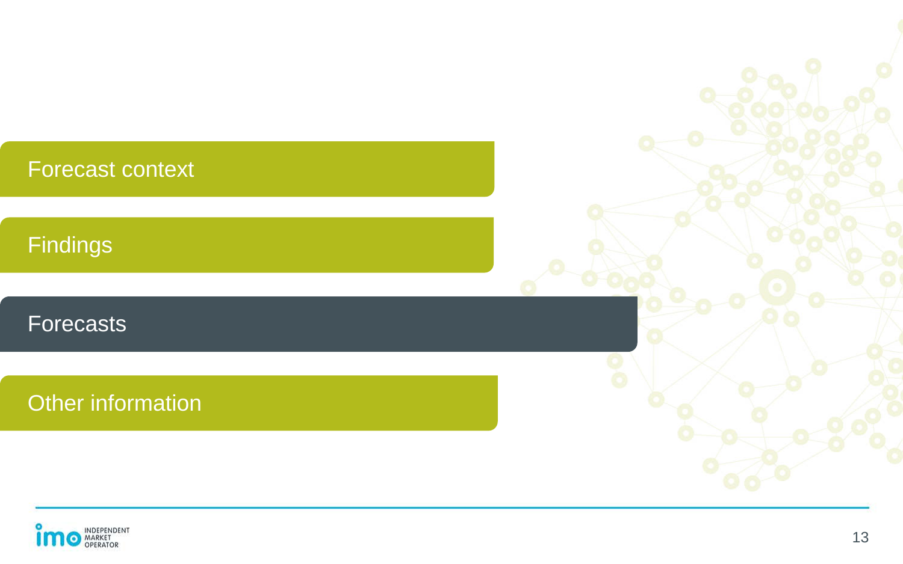- Forecast context
- Findings
- **Forecasts**
- Other information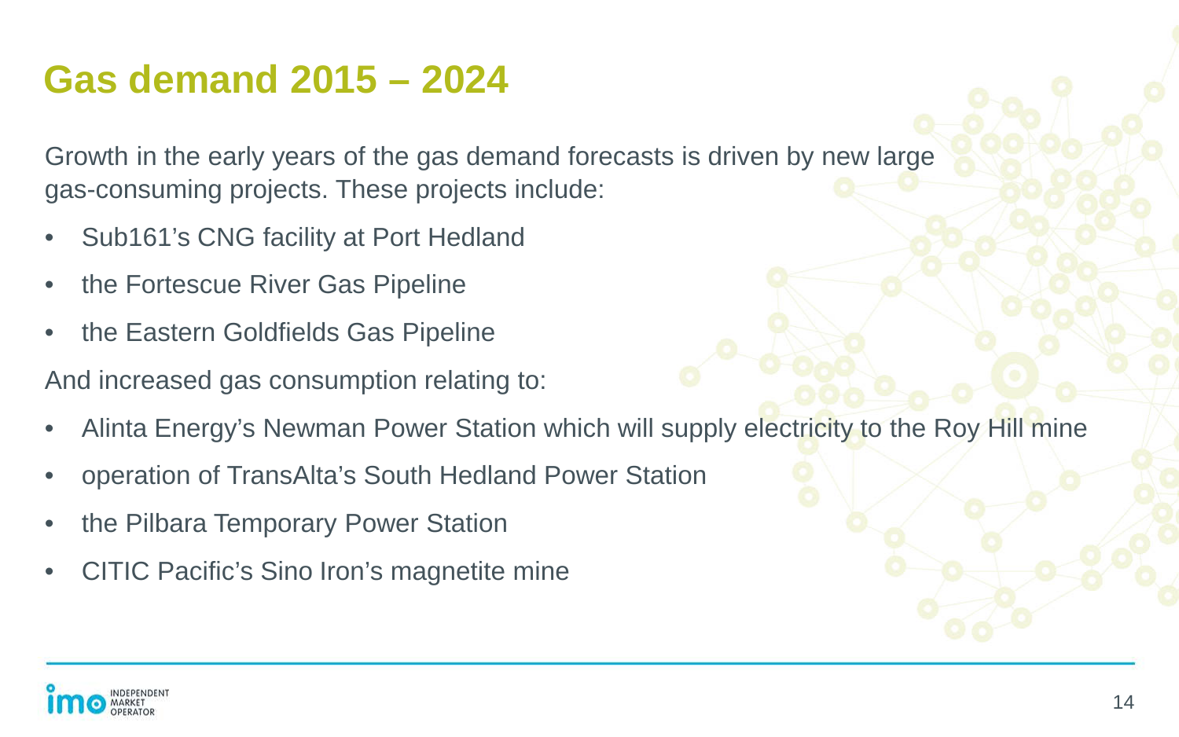# Gas demand 2015 – 2024

Growth in the early years of the gas demand forecasts is driven by new large gas-consuming projects. These projects include:

- Sub161's CNG facility at Port Hedland
- the Fortescue River Gas Pipeline
- the Eastern Goldfields Gas Pipeline

And increased gas consumption relating to:

- Alinta Energy's Newman Power Station which will supply electricity to the Roy Hill mine
- operation of TransAlta's South Hedland Power Station
- the Pilbara Temporary Power Station
- CITIC Pacific's Sino Iron's magnetite mine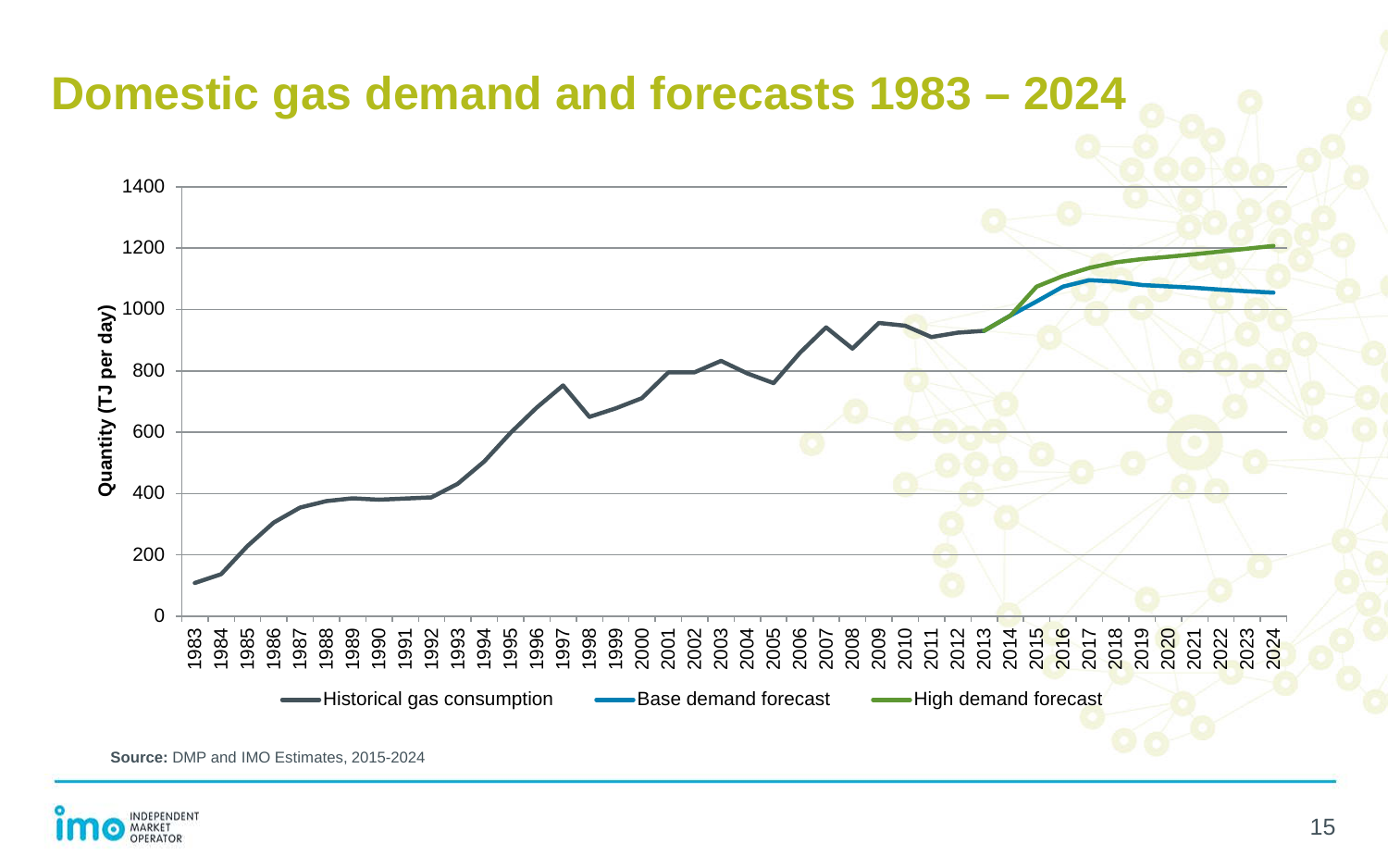# Domestic gas demand and forecasts 1983 – 2024

Quantity (TJ per day)

1400
1200
1000
800
600
400
200
0

1983 1984 1985 1986 1987 1988 1989 1990 1991 1992 1993 1994 1995 1996 1997 1998 1999 2000 2001 2002 2003 2004 2005 2006 2007 2008 2009 2010 2011 2012 2013 2014 2015 2016 2017 2018 2019 2020 2021 2022 2023 2024

Historical gas consumption — Base demand forecast — High demand forecast

**Source:** DMP and IMO Estimates, 2015-2024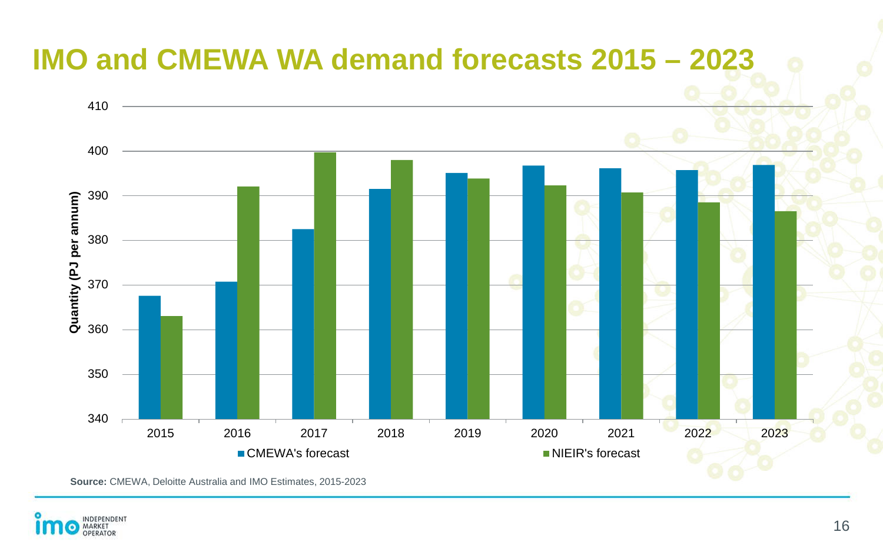# IMO and CMEWA WA demand forecasts 2015 – 2023

| Year | CMEWA's forecast | NIEIR's forecast |
|---|---|---|
| 2015 | 367.5 | 363 |
| 2016 | 370.7 | 392 |
| 2017 | 382.5 | 399.7 |
| 2018 | 391.5 | 398 |
| 2019 | 395 | 393.8 |
| 2020 | 396.7 | 392.2 |
| 2021 | 396.1 | 390.7 |
| 2022 | 395.7 | 388.5 |
| 2023 | 396.8 | 386.5 |

Quantity (PJ per annum)

**Source:** CMEWA, Deloitte Australia and IMO Estimates, 2015-2023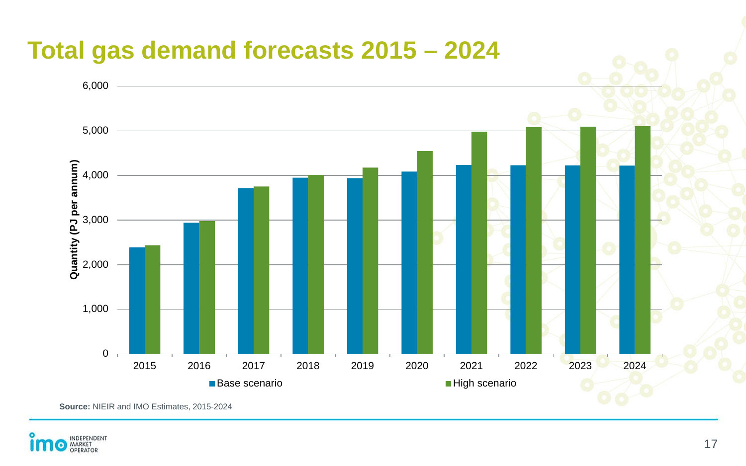# Total gas demand forecasts 2015 – 2024

Quantity (PJ per annum)

| Year | Base scenario | High scenario |
|---|---|---|
| 2015 | ~2,390 | ~2,440 |
| 2016 | ~2,940 | ~2,980 |
| 2017 | ~3,710 | ~3,750 |
| 2018 | ~3,950 | ~4,010 |
| 2019 | ~3,940 | ~4,170 |
| 2020 | ~4,080 | ~4,550 |
| 2021 | ~4,230 | ~4,980 |
| 2022 | ~4,230 | ~5,080 |
| 2023 | ~4,230 | ~5,090 |
| 2024 | ~4,220 | ~5,100 |

**Source:** NIEIR and IMO Estimates, 2015-2024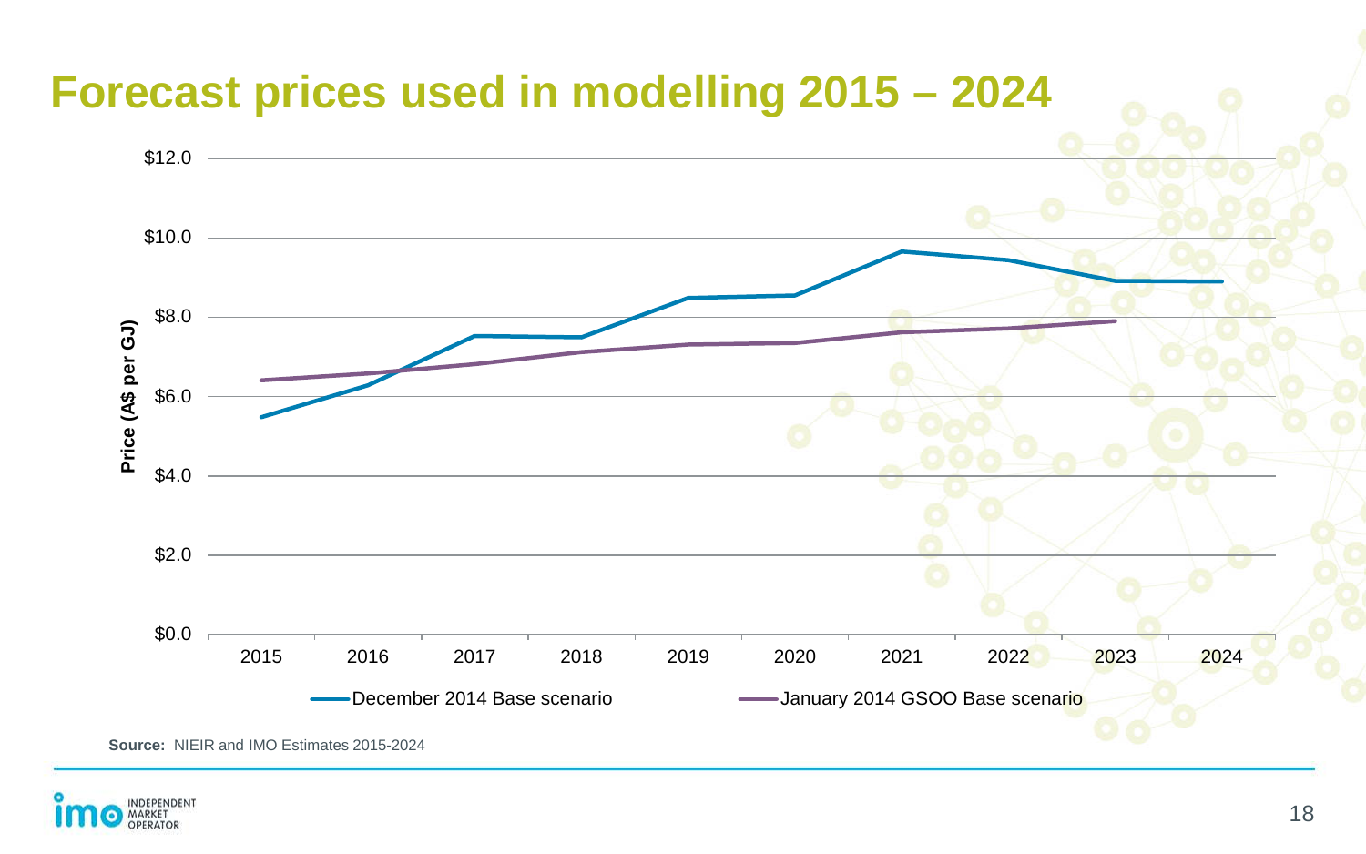# Forecast prices used in modelling 2015 – 2024

Price (A$ per GJ)

$12.0
$10.0
$8.0
$6.0
$4.0
$2.0
$0.0

2015 2016 2017 2018 2019 2020 2021 2022 2023 2024

December 2014 Base scenario
January 2014 GSOO Base scenario

**Source:** NIEIR and IMO Estimates 2015-2024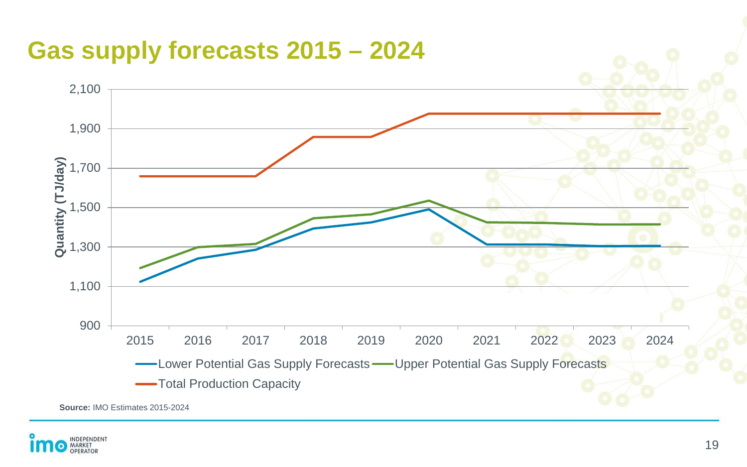# Gas supply forecasts 2015 – 2024

**Source:** IMO Estimates 2015-2024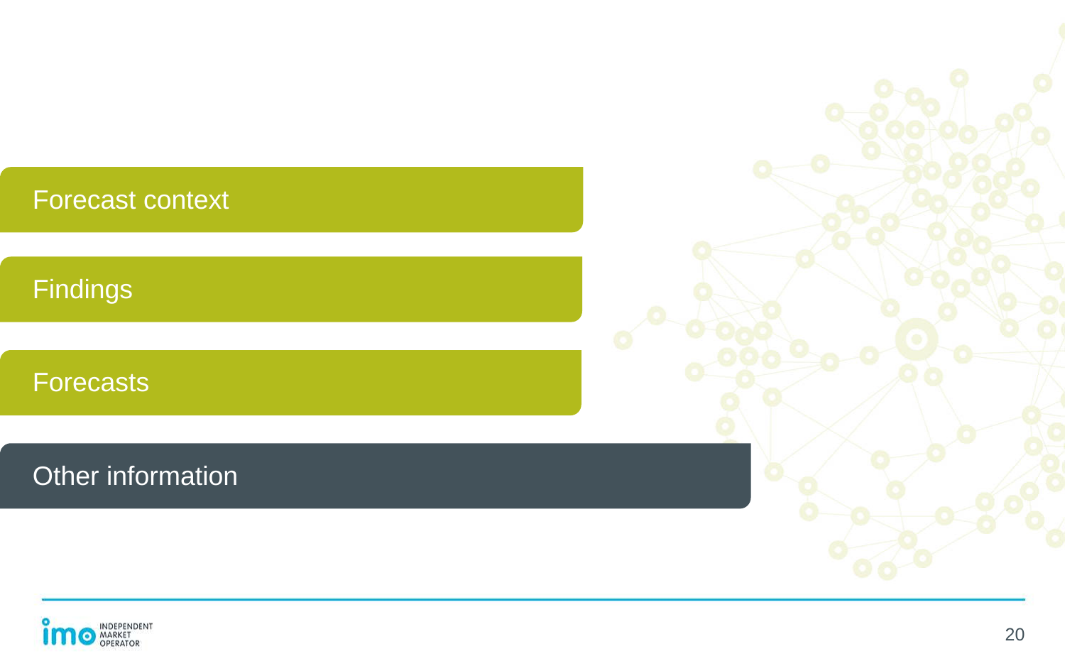- Forecast context
- Findings
- Forecasts
- **Other information**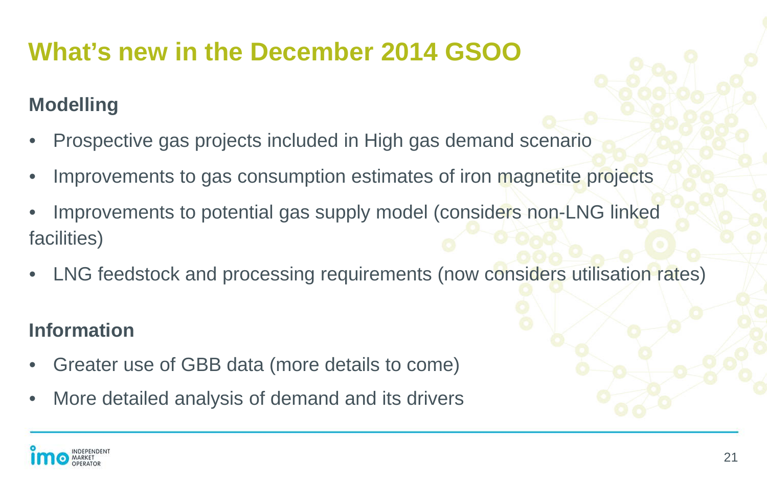# What's new in the December 2014 GSOO

## Modelling

- Prospective gas projects included in High gas demand scenario
- Improvements to gas consumption estimates of iron magnetite projects
- Improvements to potential gas supply model (considers non-LNG linked facilities)
- LNG feedstock and processing requirements (now considers utilisation rates)

## Information

- Greater use of GBB data (more details to come)
- More detailed analysis of demand and its drivers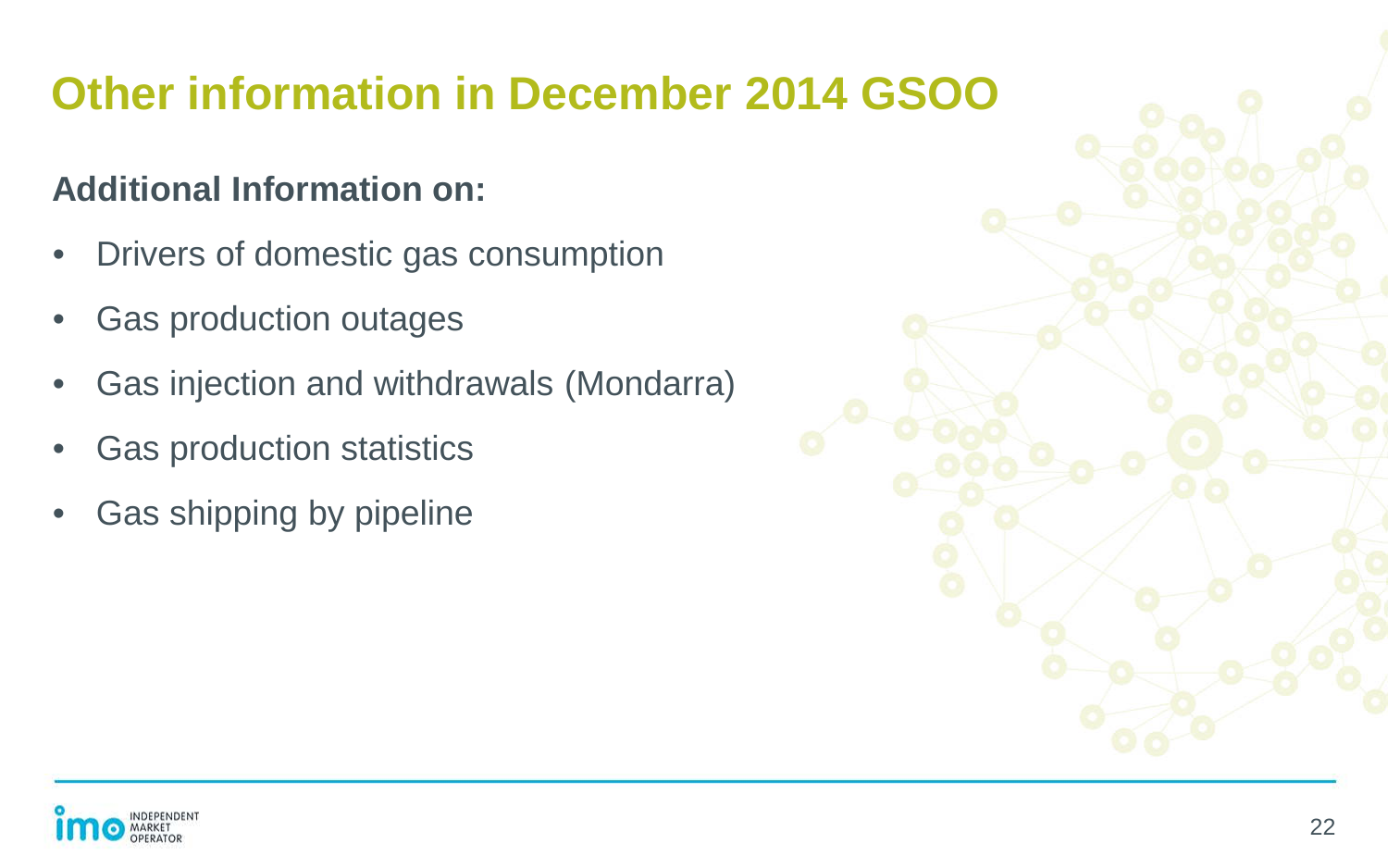# Other information in December 2014 GSOO

**Additional Information on:**

- Drivers of domestic gas consumption
- Gas production outages
- Gas injection and withdrawals (Mondarra)
- Gas production statistics
- Gas shipping by pipeline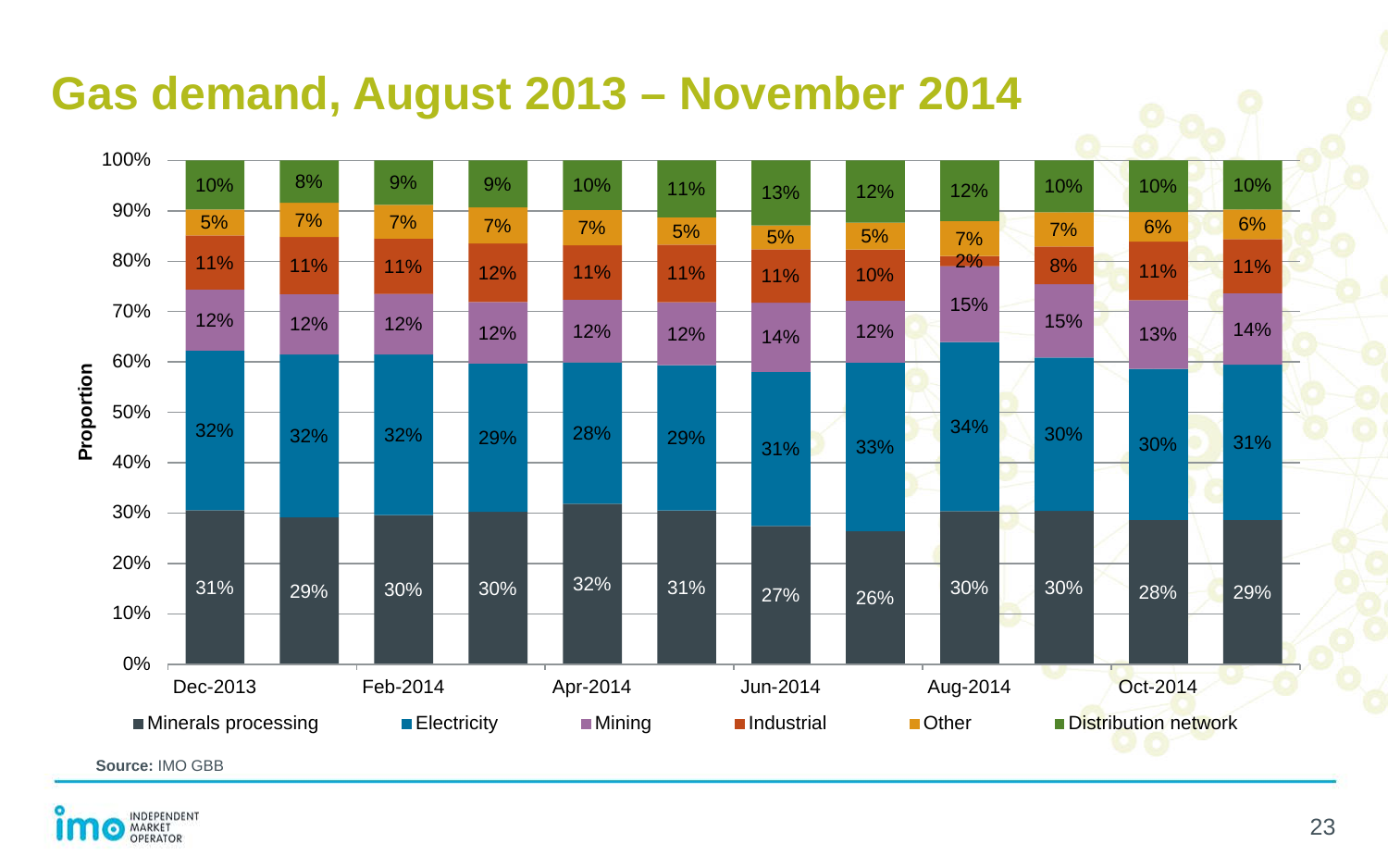# Gas demand, August 2013 – November 2014

| Category | Dec-2013 | | Feb-2014 | | Apr-2014 | | Jun-2014 | | Aug-2014 | | Oct-2014 | |
|---|---|---|---|---|---|---|---|---|---|---|---|---|
| Distribution network | 10% | 8% | 9% | 9% | 10% | 11% | 13% | 12% | 12% | 10% | 10% | 10% |
| Other | 5% | 7% | 7% | 7% | 7% | 5% | 5% | 5% | 7% | 7% | 6% | 6% |
| Industrial | 11% | 11% | 11% | 12% | 11% | 11% | 11% | 10% | 2% | 8% | 11% | 11% |
| Mining | 12% | 12% | 12% | 12% | 12% | 12% | 14% | 12% | 15% | 15% | 13% | 14% |
| Electricity | 32% | 32% | 32% | 29% | 28% | 29% | 31% | 33% | 34% | 30% | 30% | 31% |
| Minerals processing | 31% | 29% | 30% | 30% | 32% | 31% | 27% | 26% | 30% | 30% | 28% | 29% |

Y-axis: Proportion (0%–100%)

**Source:** IMO GBB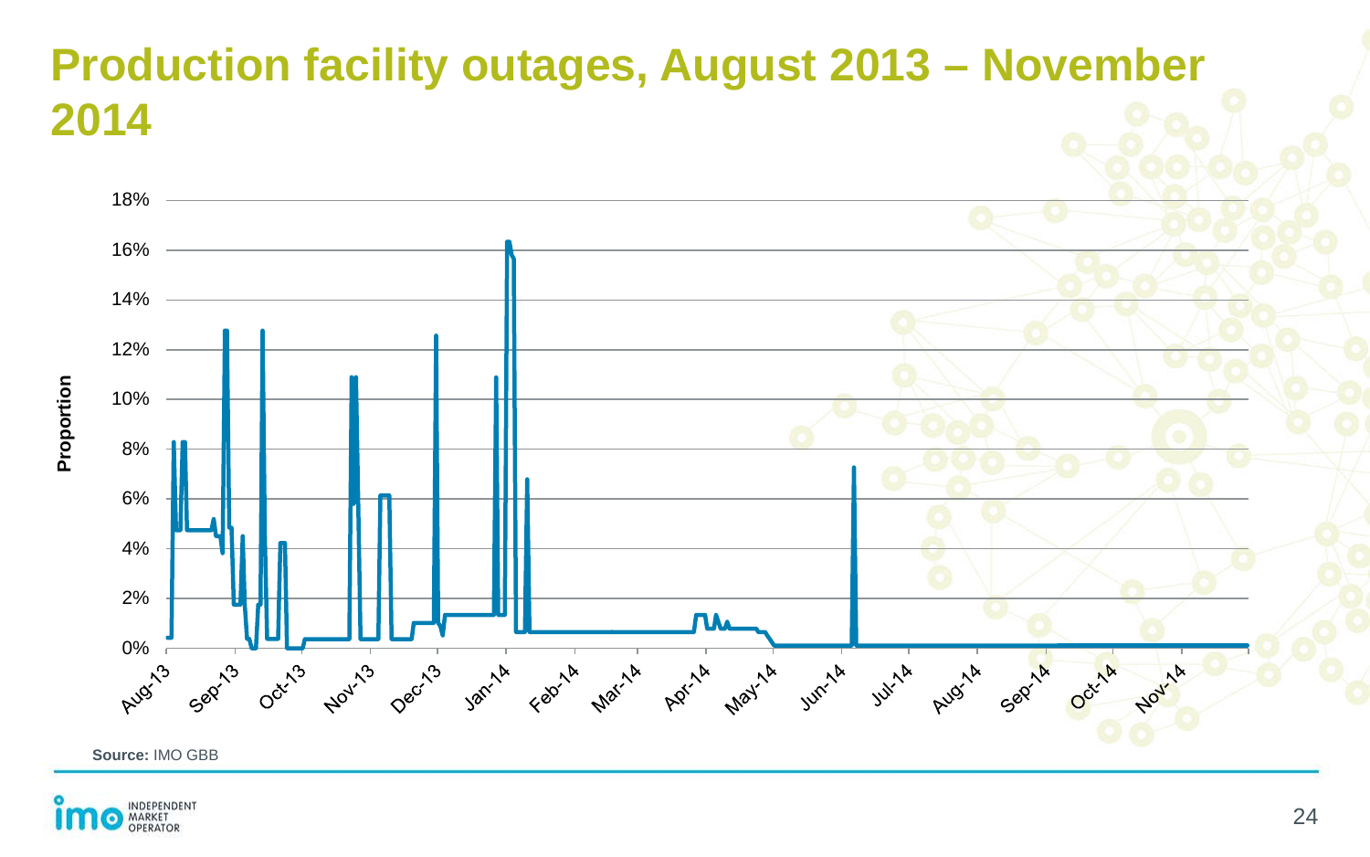# Production facility outages, August 2013 – November 2014

Source: IMO GBB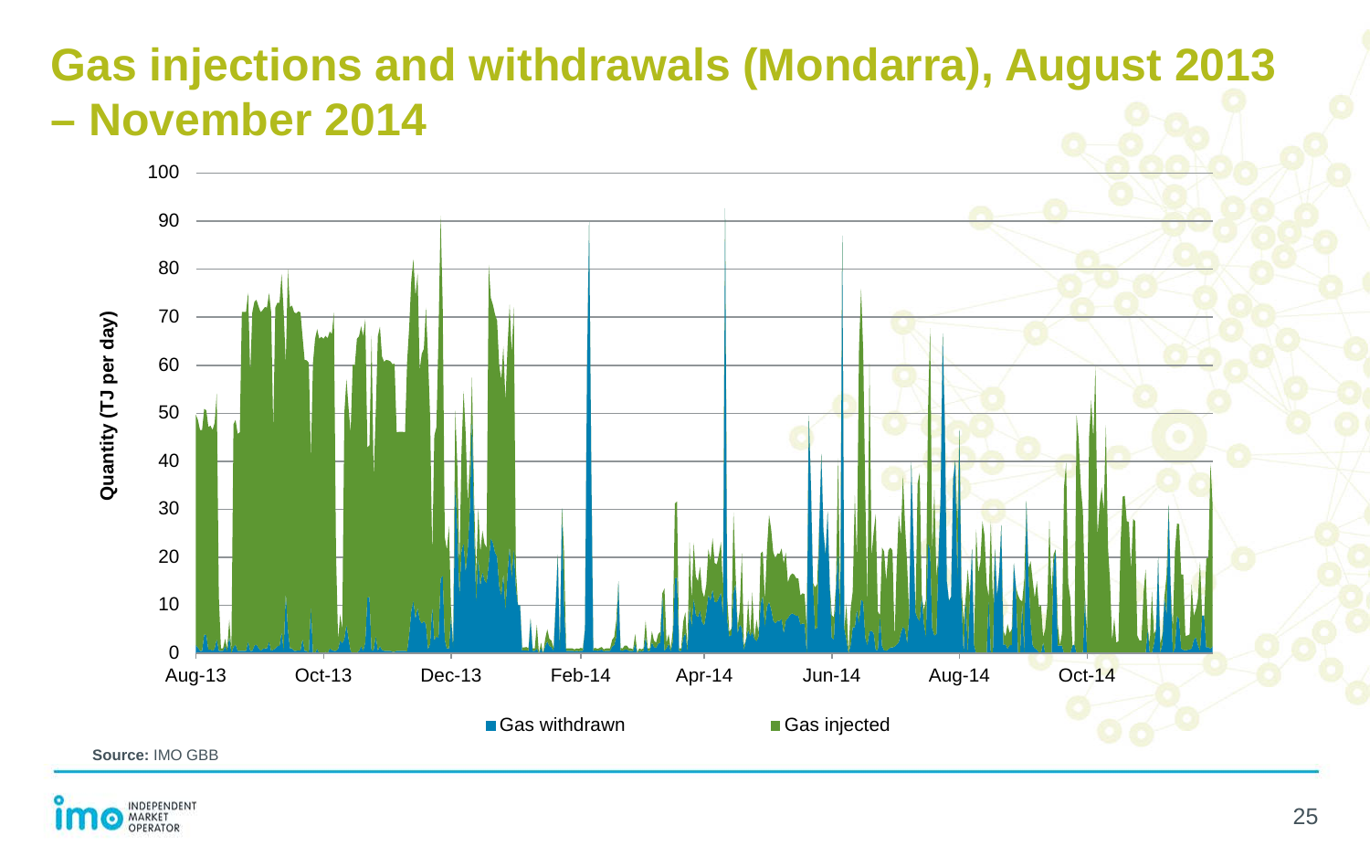# Gas injections and withdrawals (Mondarra), August 2013 – November 2014

Source: IMO GBB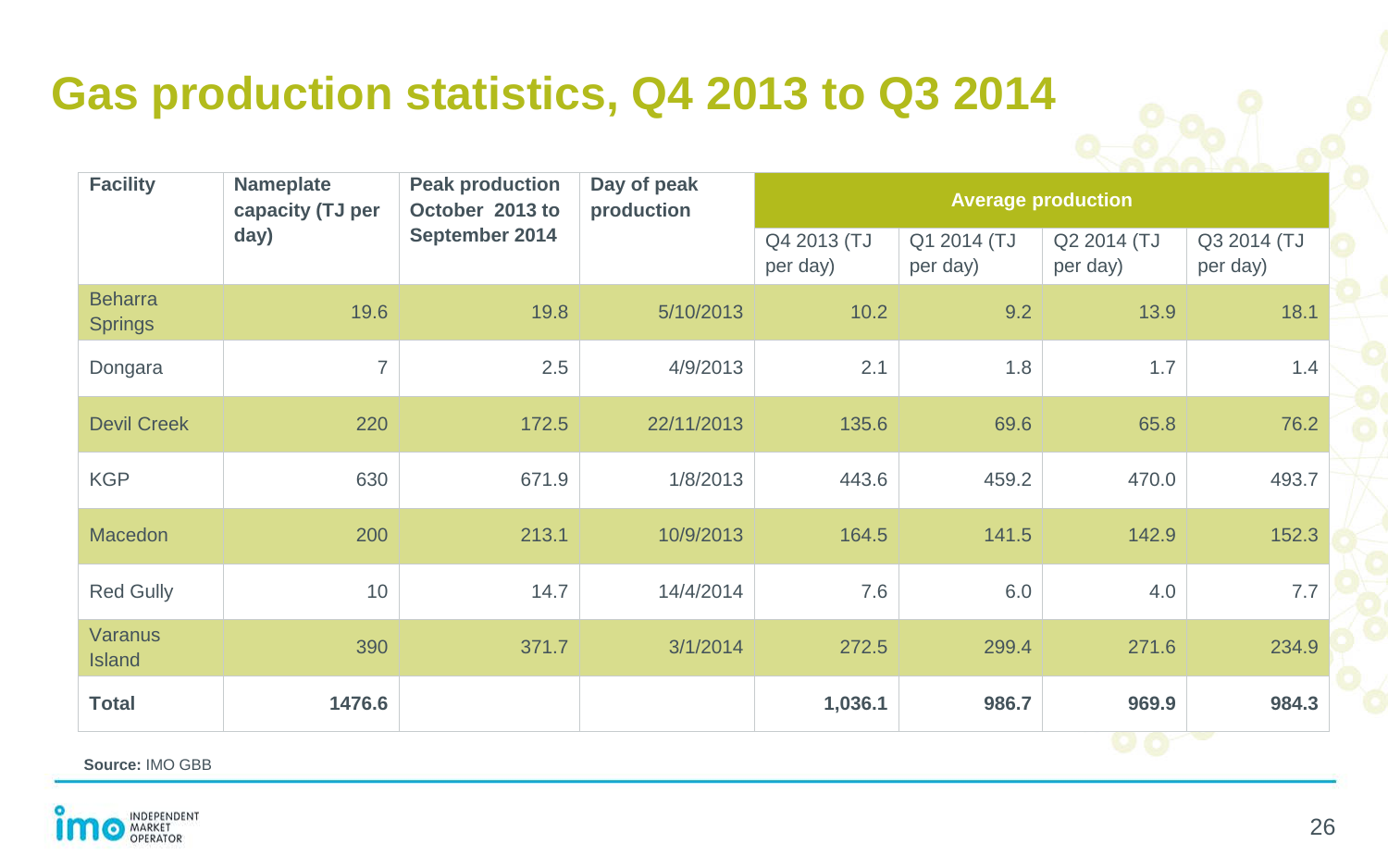# Gas production statistics, Q4 2013 to Q3 2014

| Facility | Nameplate capacity (TJ per day) | Peak production October 2013 to September 2014 | Day of peak production | Average production | | | |
|---|---|---|---|---|---|---|---|
| | | | | Q4 2013 (TJ per day) | Q1 2014 (TJ per day) | Q2 2014 (TJ per day) | Q3 2014 (TJ per day) |
| Beharra Springs | 19.6 | 19.8 | 5/10/2013 | 10.2 | 9.2 | 13.9 | 18.1 |
| Dongara | 7 | 2.5 | 4/9/2013 | 2.1 | 1.8 | 1.7 | 1.4 |
| Devil Creek | 220 | 172.5 | 22/11/2013 | 135.6 | 69.6 | 65.8 | 76.2 |
| KGP | 630 | 671.9 | 1/8/2013 | 443.6 | 459.2 | 470.0 | 493.7 |
| Macedon | 200 | 213.1 | 10/9/2013 | 164.5 | 141.5 | 142.9 | 152.3 |
| Red Gully | 10 | 14.7 | 14/4/2014 | 7.6 | 6.0 | 4.0 | 7.7 |
| Varanus Island | 390 | 371.7 | 3/1/2014 | 272.5 | 299.4 | 271.6 | 234.9 |
| **Total** | **1476.6** | | | **1,036.1** | **986.7** | **969.9** | **984.3** |

**Source:** IMO GBB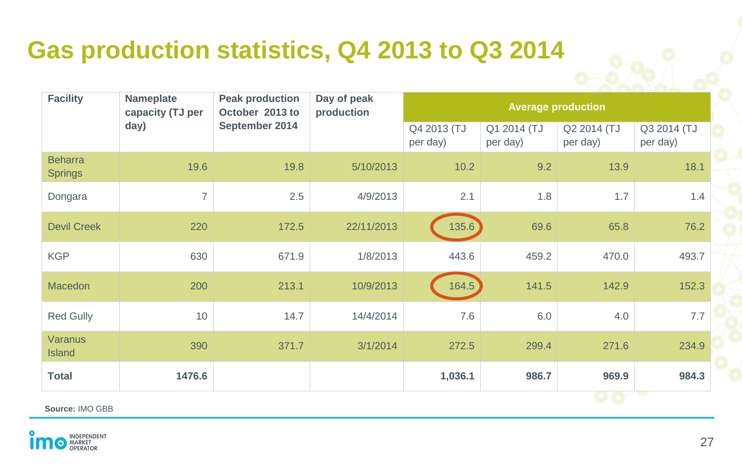# Gas production statistics, Q4 2013 to Q3 2014

| Facility | Nameplate capacity (TJ per day) | Peak production October 2013 to September 2014 | Day of peak production | Average production | | | |
|---|---|---|---|---|---|---|---|
| | | | | Q4 2013 (TJ per day) | Q1 2014 (TJ per day) | Q2 2014 (TJ per day) | Q3 2014 (TJ per day) |
| Beharra Springs | 19.6 | 19.8 | 5/10/2013 | 10.2 | 9.2 | 13.9 | 18.1 |
| Dongara | 7 | 2.5 | 4/9/2013 | 2.1 | 1.8 | 1.7 | 1.4 |
| Devil Creek | 220 | 172.5 | 22/11/2013 | 135.6 | 69.6 | 65.8 | 76.2 |
| KGP | 630 | 671.9 | 1/8/2013 | 443.6 | 459.2 | 470.0 | 493.7 |
| Macedon | 200 | 213.1 | 10/9/2013 | 164.5 | 141.5 | 142.9 | 152.3 |
| Red Gully | 10 | 14.7 | 14/4/2014 | 7.6 | 6.0 | 4.0 | 7.7 |
| Varanus Island | 390 | 371.7 | 3/1/2014 | 272.5 | 299.4 | 271.6 | 234.9 |
| **Total** | **1476.6** | | | **1,036.1** | **986.7** | **969.9** | **984.3** |

**Source:** IMO GBB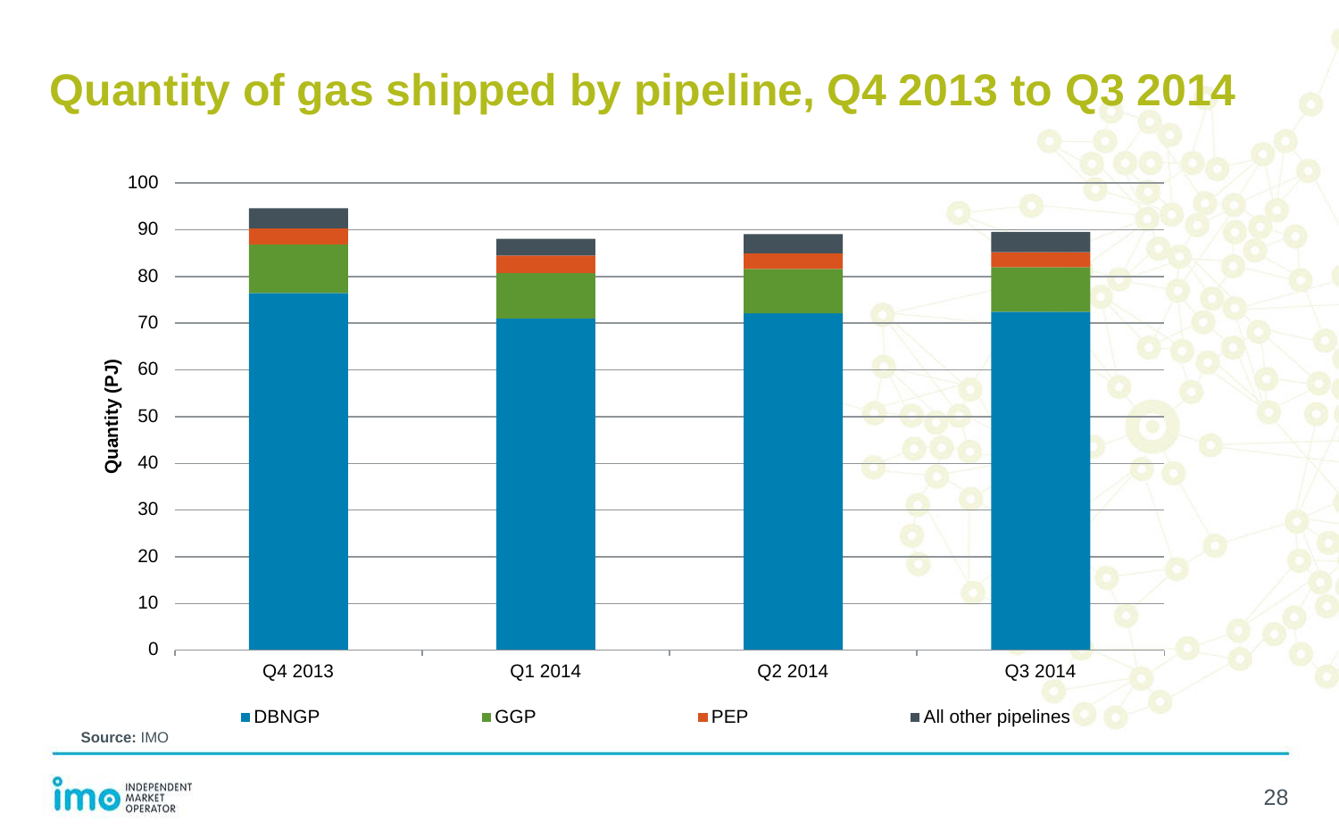# Quantity of gas shipped by pipeline, Q4 2013 to Q3 2014

Quantity (PJ)

100
90
80
70
60
50
40
30
20
10
0

Q4 2013 | Q1 2014 | Q2 2014 | Q3 2014

DBNGP | GGP | PEP | All other pipelines

**Source:** IMO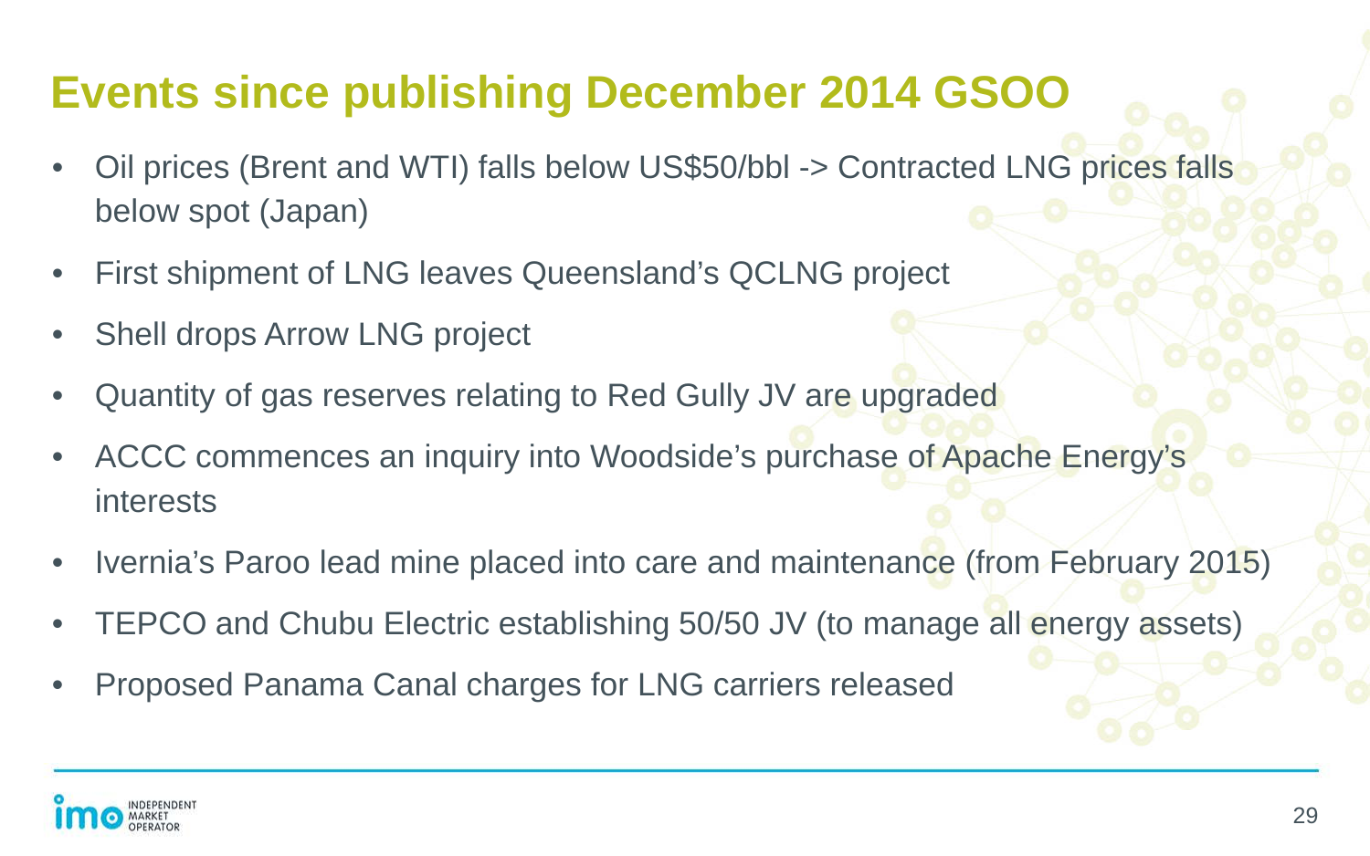# Events since publishing December 2014 GSOO

- Oil prices (Brent and WTI) falls below US$50/bbl -> Contracted LNG prices falls below spot (Japan)
- First shipment of LNG leaves Queensland's QCLNG project
- Shell drops Arrow LNG project
- Quantity of gas reserves relating to Red Gully JV are upgraded
- ACCC commences an inquiry into Woodside's purchase of Apache Energy's interests
- Ivernia's Paroo lead mine placed into care and maintenance (from February 2015)
- TEPCO and Chubu Electric establishing 50/50 JV (to manage all energy assets)
- Proposed Panama Canal charges for LNG carriers released